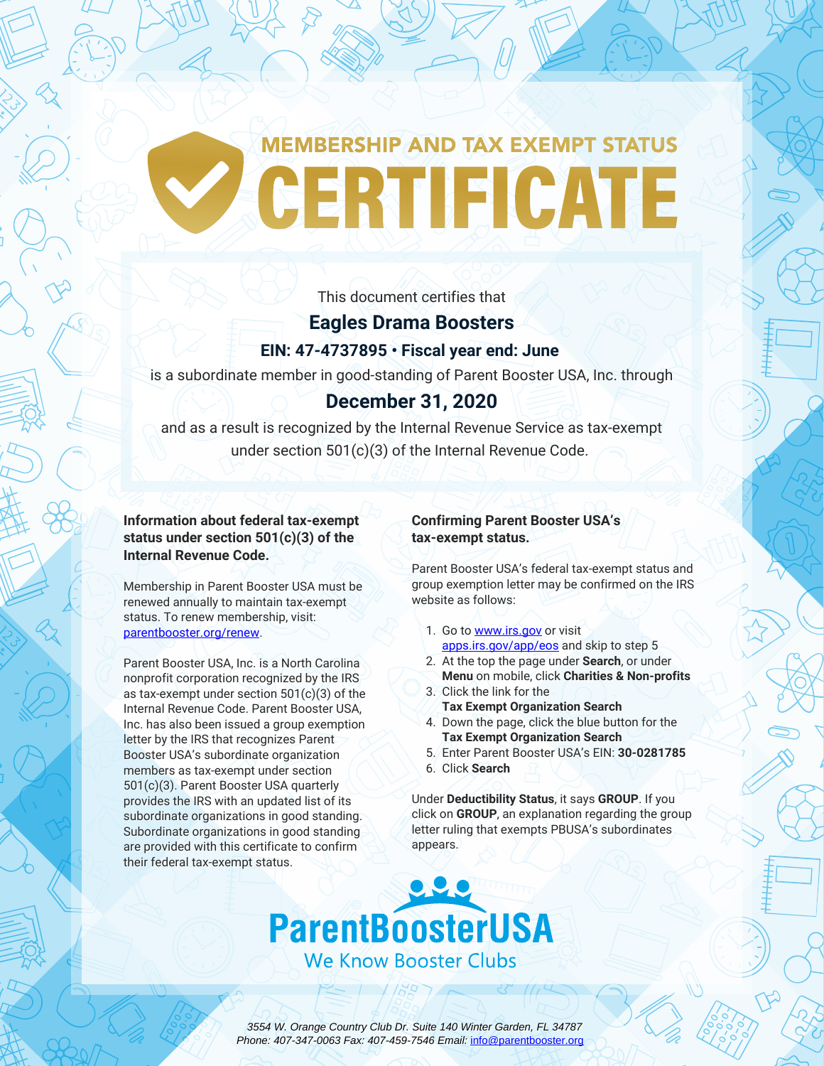# MEMBERSHIP AND TAX EXEMPT STATUS CERTIFICATE

This document certifies that

## Eagles Drama Boosters

**EIN: 47-4737895 • Fiscal year end: June**

is a subordinate member in good-standing of Parent Booster USA, Inc. through

## December 31, 2020

and as a result is recognized by the Internal Revenue Service as tax-exempt under section 501(c)(3) of the Internal Revenue Code.

### Information about federal tax-exempt status under section 501(c)(3) of the Internal Revenue Code.

Membership in Parent Booster USA must be renewed annually to maintain tax-exempt status. To renew membership, visit: parentbooster.org/renew.

Parent Booster USA, Inc. is a North Carolina nonprofit corporation recognized by the IRS as tax-exempt under section 501(c)(3) of the Internal Revenue Code. Parent Booster USA, Inc. has also been issued a group exemption letter by the IRS that recognizes Parent Booster USA's subordinate organization members as tax-exempt under section 501(c)(3). Parent Booster USA quarterly provides the IRS with an updated list of its subordinate organizations in good standing. Subordinate organizations in good standing are provided with this certificate to confirm their federal tax-exempt status.

### Confirming Parent Booster USA's tax-exempt status.

Parent Booster USA's federal tax-exempt status and group exemption letter may be confirmed on the IRS website as follows:

1. Go to www.irs.gov or visit apps.irs.gov/app/eos and skip to step 5
2. At the top the page under **Search**, or under **Menu** on mobile, click **Charities & Non-profits**
3. Click the link for the **Tax Exempt Organization Search**
4. Down the page, click the blue button for the **Tax Exempt Organization Search**
5. Enter Parent Booster USA's EIN: **30-0281785**
6. Click **Search**

Under **Deductibility Status**, it says **GROUP**. If you click on **GROUP**, an explanation regarding the group letter ruling that exempts PBUSA's subordinates appears.

**ParentBoosterUSA**
We Know Booster Clubs

*3554 W. Orange Country Club Dr. Suite 140 Winter Garden, FL 34787*
*Phone: 407-347-0063 Fax: 407-459-7546 Email: info@parentbooster.org*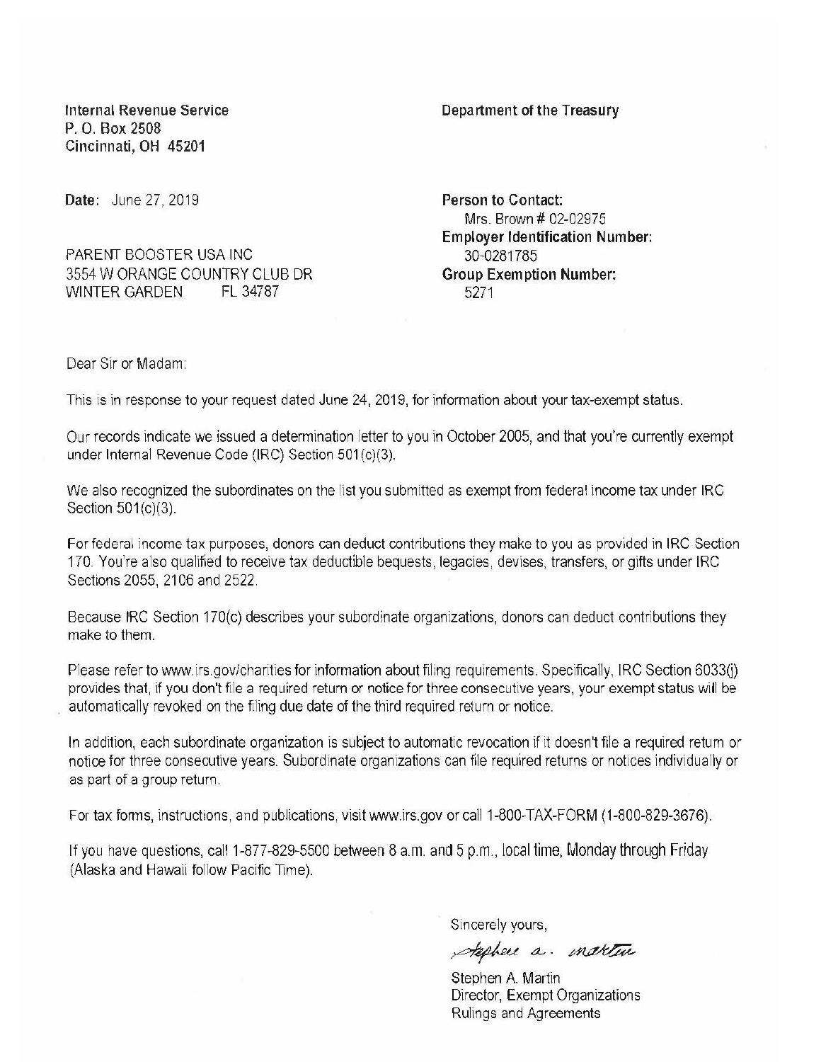Internal Revenue Service
P. O. Box 2508
Cincinnati, OH 45201

Department of the Treasury

**Date:** June 27, 2019

PARENT BOOSTER USA INC
3554 W ORANGE COUNTRY CLUB DR
WINTER GARDEN FL 34787

**Person to Contact:**
Mrs. Brown # 02-02975
**Employer Identification Number:**
30-0281785
**Group Exemption Number:**
5271

Dear Sir or Madam:

This is in response to your request dated June 24, 2019, for information about your tax-exempt status.

Our records indicate we issued a determination letter to you in October 2005, and that you're currently exempt under Internal Revenue Code (IRC) Section 501(c)(3).

We also recognized the subordinates on the list you submitted as exempt from federal income tax under IRC Section 501(c)(3).

For federal income tax purposes, donors can deduct contributions they make to you as provided in IRC Section 170. You're also qualified to receive tax deductible bequests, legacies, devises, transfers, or gifts under IRC Sections 2055, 2106 and 2522.

Because IRC Section 170(c) describes your subordinate organizations, donors can deduct contributions they make to them.

Please refer to www.irs.gov/charities for information about filing requirements. Specifically, IRC Section 6033(j) provides that, if you don't file a required return or notice for three consecutive years, your exempt status will be automatically revoked on the filing due date of the third required return or notice.

In addition, each subordinate organization is subject to automatic revocation if it doesn't file a required return or notice for three consecutive years. Subordinate organizations can file required returns or notices individually or as part of a group return.

For tax forms, instructions, and publications, visit www.irs.gov or call 1-800-TAX-FORM (1-800-829-3676).

If you have questions, call 1-877-829-5500 between 8 a.m. and 5 p.m., local time, Monday through Friday (Alaska and Hawaii follow Pacific Time).

Sincerely yours,

Stephen A. Martin
Director, Exempt Organizations
Rulings and Agreements